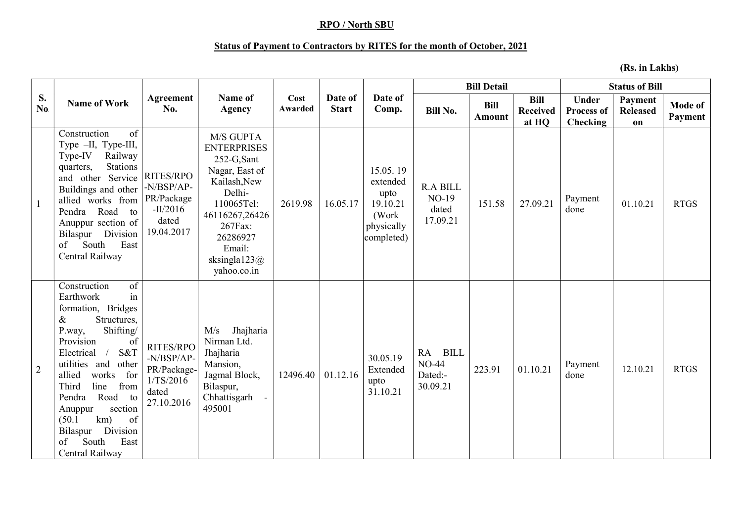**RPO / North SBU**

**Status of Payment to Contractors by RITES for the month of October, 2021**

**(Rs. in Lakhs)**

| S. No | Name of Work | Agreement No. | Name of Agency | Cost Awarded | Date of Start | Date of Comp. | Bill Detail | | | Status of Bill | | |
|---|---|---|---|---|---|---|---|---|---|---|---|---|
| | | | | | | | Bill No. | Bill Amount | Bill Received at HQ | Under Process of Checking | Payment Released on | Mode of Payment |
| 1 | Construction of Type –II, Type-III, Type-IV Railway quarters, Stations and other Service Buildings and other allied works from Pendra Road to Anuppur section of Bilaspur Division of South East Central Railway | RITES/RPO -N/BSP/AP-PR/Package -II/2016 dated 19.04.2017 | M/S GUPTA ENTERPRISES 252-G,Sant Nagar, East of Kailash,New Delhi-110065Tel: 46116267,26426267Fax: 26286927 Email: sksingla123@yahoo.co.in | 2619.98 | 16.05.17 | 15.05. 19 extended upto 19.10.21 (Work physically completed) | R.A BILL NO-19 dated 17.09.21 | 151.58 | 27.09.21 | Payment done | 01.10.21 | RTGS |
| 2 | Construction of Earthwork in formation, Bridges & Structures, P.way, Shifting/ Provision of Electrical / S&T utilities and other allied works for Third line from Pendra Road to Anuppur section (50.1 km) of Bilaspur Division of South East Central Railway | RITES/RPO -N/BSP/AP-PR/Package-1/TS/2016 dated 27.10.2016 | M/s Jhajharia Nirman Ltd. Jhajharia Mansion, Jagmal Block, Bilaspur, Chhattisgarh - 495001 | 12496.40 | 01.12.16 | 30.05.19 Extended upto 31.10.21 | RA BILL NO-44 Dated:- 30.09.21 | 223.91 | 01.10.21 | Payment done | 12.10.21 | RTGS |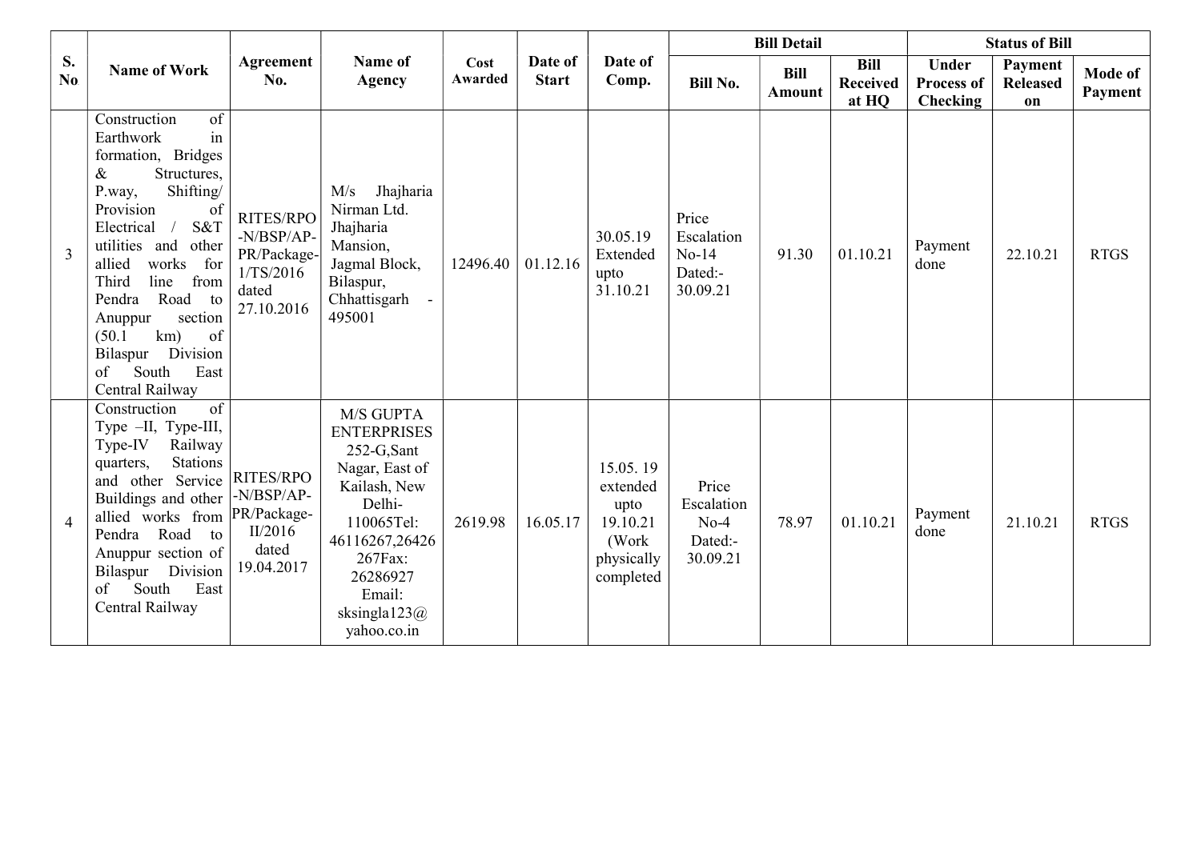| S. No | Name of Work | Agreement No. | Name of Agency | Cost Awarded | Date of Start | Date of Comp. | Bill Detail | | | Status of Bill | | |
|---|---|---|---|---|---|---|---|---|---|---|---|---|
| | | | | | | | Bill No. | Bill Amount | Bill Received at HQ | Under Process of Checking | Payment Released on | Mode of Payment |
| 3 | Construction of Earthwork in formation, Bridges & Structures, P.way, Shifting/ Provision of Electrical / S&T utilities and other allied works for Third line from Pendra Road to Anuppur section (50.1 km) of Bilaspur Division of South East Central Railway | RITES/RPO-N/BSP/AP-PR/Package-1/TS/2016 dated 27.10.2016 | M/s Jhajharia Nirman Ltd. Jhajharia Mansion, Jagmal Block, Bilaspur, Chhattisgarh - 495001 | 12496.40 | 01.12.16 | 30.05.19 Extended upto 31.10.21 | Price Escalation No-14 Dated:- 30.09.21 | 91.30 | 01.10.21 | Payment done | 22.10.21 | RTGS |
| 4 | Construction of Type –II, Type-III, Type-IV Railway quarters, Stations and other Service Buildings and other allied works from Pendra Road to Anuppur section of Bilaspur Division of South East Central Railway | RITES/RPO-N/BSP/AP-PR/Package-II/2016 dated 19.04.2017 | M/S GUPTA ENTERPRISES 252-G,Sant Nagar, East of Kailash, New Delhi-110065Tel: 46116267,26426267Fax: 26286927 Email: sksingla123@yahoo.co.in | 2619.98 | 16.05.17 | 15.05. 19 extended upto 19.10.21 (Work physically completed | Price Escalation No-4 Dated:- 30.09.21 | 78.97 | 01.10.21 | Payment done | 21.10.21 | RTGS |